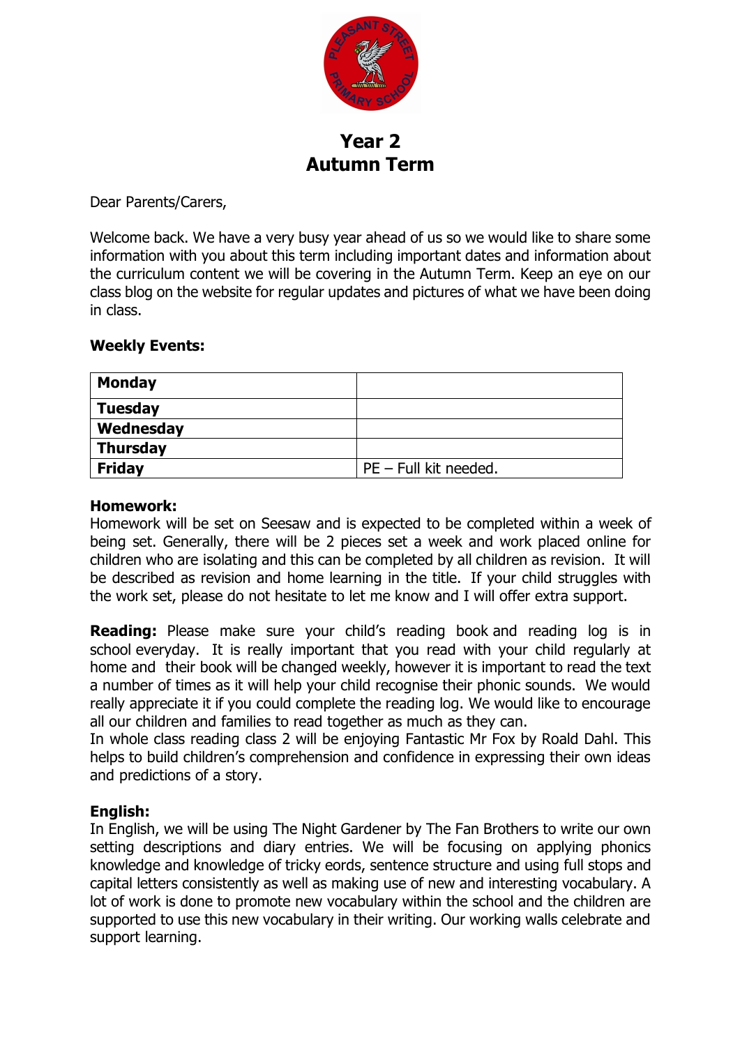# Year 2
# Autumn Term

Dear Parents/Carers,

Welcome back. We have a very busy year ahead of us so we would like to share some information with you about this term including important dates and information about the curriculum content we will be covering in the Autumn Term. Keep an eye on our class blog on the website for regular updates and pictures of what we have been doing in class.

**Weekly Events:**

| **Monday** | |
|---|---|
| **Tuesday** | |
| **Wednesday** | |
| **Thursday** | |
| **Friday** | PE – Full kit needed. |

**Homework:**
Homework will be set on Seesaw and is expected to be completed within a week of being set. Generally, there will be 2 pieces set a week and work placed online for children who are isolating and this can be completed by all children as revision. It will be described as revision and home learning in the title. If your child struggles with the work set, please do not hesitate to let me know and I will offer extra support.

**Reading:** Please make sure your child's reading book and reading log is in school everyday. It is really important that you read with your child regularly at home and their book will be changed weekly, however it is important to read the text a number of times as it will help your child recognise their phonic sounds. We would really appreciate it if you could complete the reading log. We would like to encourage all our children and families to read together as much as they can.
In whole class reading class 2 will be enjoying Fantastic Mr Fox by Roald Dahl. This helps to build children's comprehension and confidence in expressing their own ideas and predictions of a story.

**English:**
In English, we will be using The Night Gardener by The Fan Brothers to write our own setting descriptions and diary entries. We will be focusing on applying phonics knowledge and knowledge of tricky eords, sentence structure and using full stops and capital letters consistently as well as making use of new and interesting vocabulary. A lot of work is done to promote new vocabulary within the school and the children are supported to use this new vocabulary in their writing. Our working walls celebrate and support learning.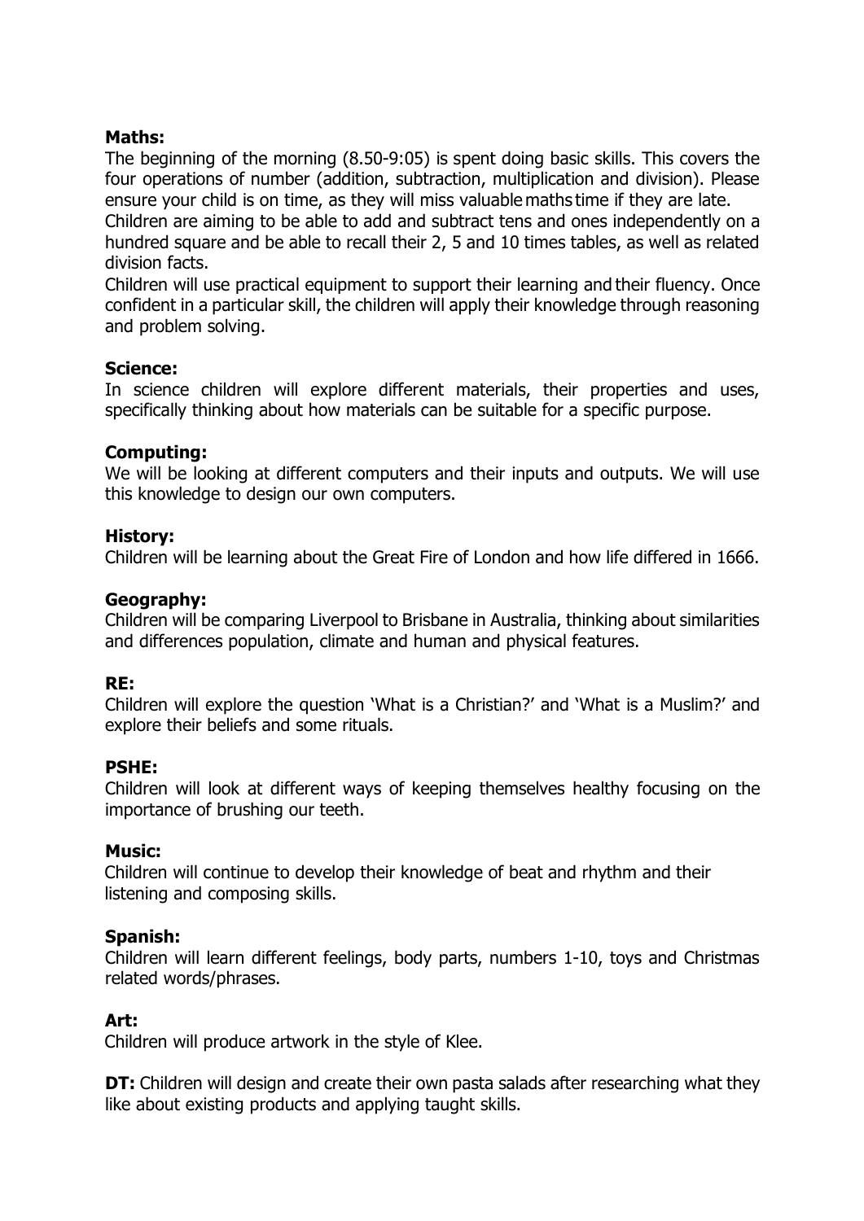**Maths:**

The beginning of the morning (8.50-9:05) is spent doing basic skills. This covers the four operations of number (addition, subtraction, multiplication and division). Please ensure your child is on time, as they will miss valuable maths time if they are late.

Children are aiming to be able to add and subtract tens and ones independently on a hundred square and be able to recall their 2, 5 and 10 times tables, as well as related division facts.

Children will use practical equipment to support their learning and their fluency. Once confident in a particular skill, the children will apply their knowledge through reasoning and problem solving.

**Science:**

In science children will explore different materials, their properties and uses, specifically thinking about how materials can be suitable for a specific purpose.

**Computing:**

We will be looking at different computers and their inputs and outputs. We will use this knowledge to design our own computers.

**History:**

Children will be learning about the Great Fire of London and how life differed in 1666.

**Geography:**

Children will be comparing Liverpool to Brisbane in Australia, thinking about similarities and differences population, climate and human and physical features.

**RE:**

Children will explore the question 'What is a Christian?' and 'What is a Muslim?' and explore their beliefs and some rituals.

**PSHE:**

Children will look at different ways of keeping themselves healthy focusing on the importance of brushing our teeth.

**Music:**

Children will continue to develop their knowledge of beat and rhythm and their listening and composing skills.

**Spanish:**

Children will learn different feelings, body parts, numbers 1-10, toys and Christmas related words/phrases.

**Art:**

Children will produce artwork in the style of Klee.

**DT:** Children will design and create their own pasta salads after researching what they like about existing products and applying taught skills.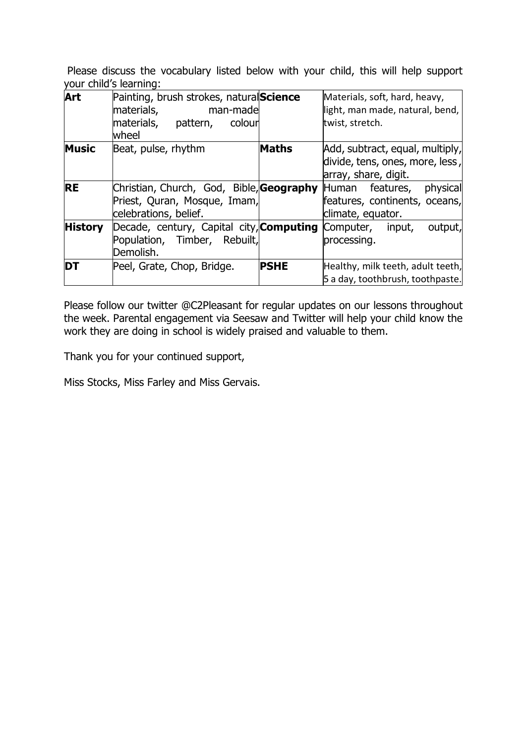Please discuss the vocabulary listed below with your child, this will help support your child's learning:

| | | | |
|---|---|---|---|
| **Art** | Painting, brush strokes, natural materials, man-made materials, pattern, colour wheel | **Science** | Materials, soft, hard, heavy, light, man made, natural, bend, twist, stretch. |
| **Music** | Beat, pulse, rhythm | **Maths** | Add, subtract, equal, multiply, divide, tens, ones, more, less , array, share, digit. |
| **RE** | Christian, Church, God, Bible, Priest, Quran, Mosque, Imam, celebrations, belief. | **Geography** | Human features, physical features, continents, oceans, climate, equator. |
| **History** | Decade, century, Capital city, Population, Timber, Rebuilt, Demolish. | **Computing** | Computer, input, output, processing. |
| **DT** | Peel, Grate, Chop, Bridge. | **PSHE** | Healthy, milk teeth, adult teeth, 5 a day, toothbrush, toothpaste. |

Please follow our twitter @C2Pleasant for regular updates on our lessons throughout the week. Parental engagement via Seesaw and Twitter will help your child know the work they are doing in school is widely praised and valuable to them.

Thank you for your continued support,

Miss Stocks, Miss Farley and Miss Gervais.